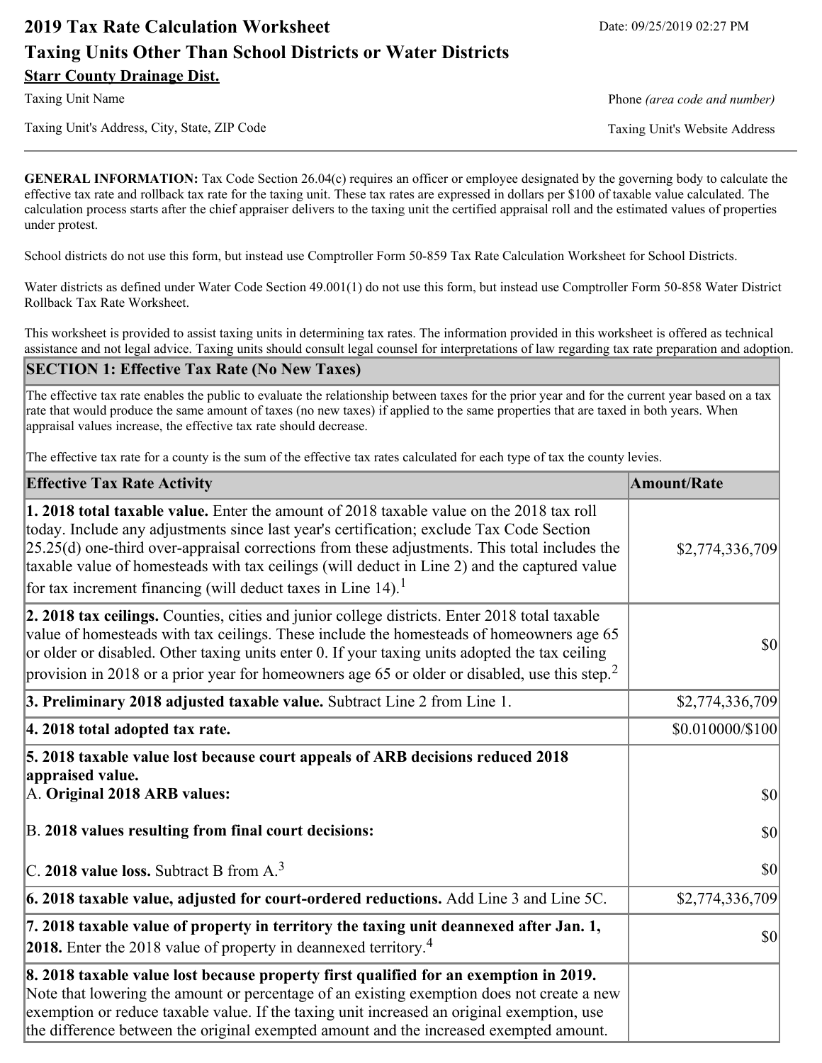# 2019 Tax Rate Calculation Worksheet

Date: 09/25/2019 02:27 PM

## Taxing Units Other Than School Districts or Water Districts

**Starr County Drainage Dist.**

Taxing Unit Name

Phone *(area code and number)*

Taxing Unit's Address, City, State, ZIP Code

Taxing Unit's Website Address

**GENERAL INFORMATION:** Tax Code Section 26.04(c) requires an officer or employee designated by the governing body to calculate the effective tax rate and rollback tax rate for the taxing unit. These tax rates are expressed in dollars per $100 of taxable value calculated. The calculation process starts after the chief appraiser delivers to the taxing unit the certified appraisal roll and the estimated values of properties under protest.

School districts do not use this form, but instead use Comptroller Form 50-859 Tax Rate Calculation Worksheet for School Districts.

Water districts as defined under Water Code Section 49.001(1) do not use this form, but instead use Comptroller Form 50-858 Water District Rollback Tax Rate Worksheet.

This worksheet is provided to assist taxing units in determining tax rates. The information provided in this worksheet is offered as technical assistance and not legal advice. Taxing units should consult legal counsel for interpretations of law regarding tax rate preparation and adoption.

### SECTION 1: Effective Tax Rate (No New Taxes)

The effective tax rate enables the public to evaluate the relationship between taxes for the prior year and for the current year based on a tax rate that would produce the same amount of taxes (no new taxes) if applied to the same properties that are taxed in both years. When appraisal values increase, the effective tax rate should decrease.

The effective tax rate for a county is the sum of the effective tax rates calculated for each type of tax the county levies.

| Effective Tax Rate Activity | Amount/Rate |
|---|---|
| **1. 2018 total taxable value.** Enter the amount of 2018 taxable value on the 2018 tax roll today. Include any adjustments since last year's certification; exclude Tax Code Section 25.25(d) one-third over-appraisal corrections from these adjustments. This total includes the taxable value of homesteads with tax ceilings (will deduct in Line 2) and the captured value for tax increment financing (will deduct taxes in Line 14).[1] | $2,774,336,709 |
| **2. 2018 tax ceilings.** Counties, cities and junior college districts. Enter 2018 total taxable value of homesteads with tax ceilings. These include the homesteads of homeowners age 65 or older or disabled. Other taxing units enter 0. If your taxing units adopted the tax ceiling provision in 2018 or a prior year for homeowners age 65 or older or disabled, use this step.[2] | $0 |
| **3. Preliminary 2018 adjusted taxable value.** Subtract Line 2 from Line 1. | $2,774,336,709 |
| **4. 2018 total adopted tax rate.** | $0.010000/$100 |
| **5. 2018 taxable value lost because court appeals of ARB decisions reduced 2018 appraised value.** | |
| A. **Original 2018 ARB values:** | $0 |
| B. **2018 values resulting from final court decisions:** | $0 |
| C. **2018 value loss.** Subtract B from A.[3] | $0 |
| **6. 2018 taxable value, adjusted for court-ordered reductions.** Add Line 3 and Line 5C. | $2,774,336,709 |
| **7. 2018 taxable value of property in territory the taxing unit deannexed after Jan. 1, 2018.** Enter the 2018 value of property in deannexed territory.[4] | $0 |
| **8. 2018 taxable value lost because property first qualified for an exemption in 2019.** Note that lowering the amount or percentage of an existing exemption does not create a new exemption or reduce taxable value. If the taxing unit increased an original exemption, use the difference between the original exempted amount and the increased exempted amount. | |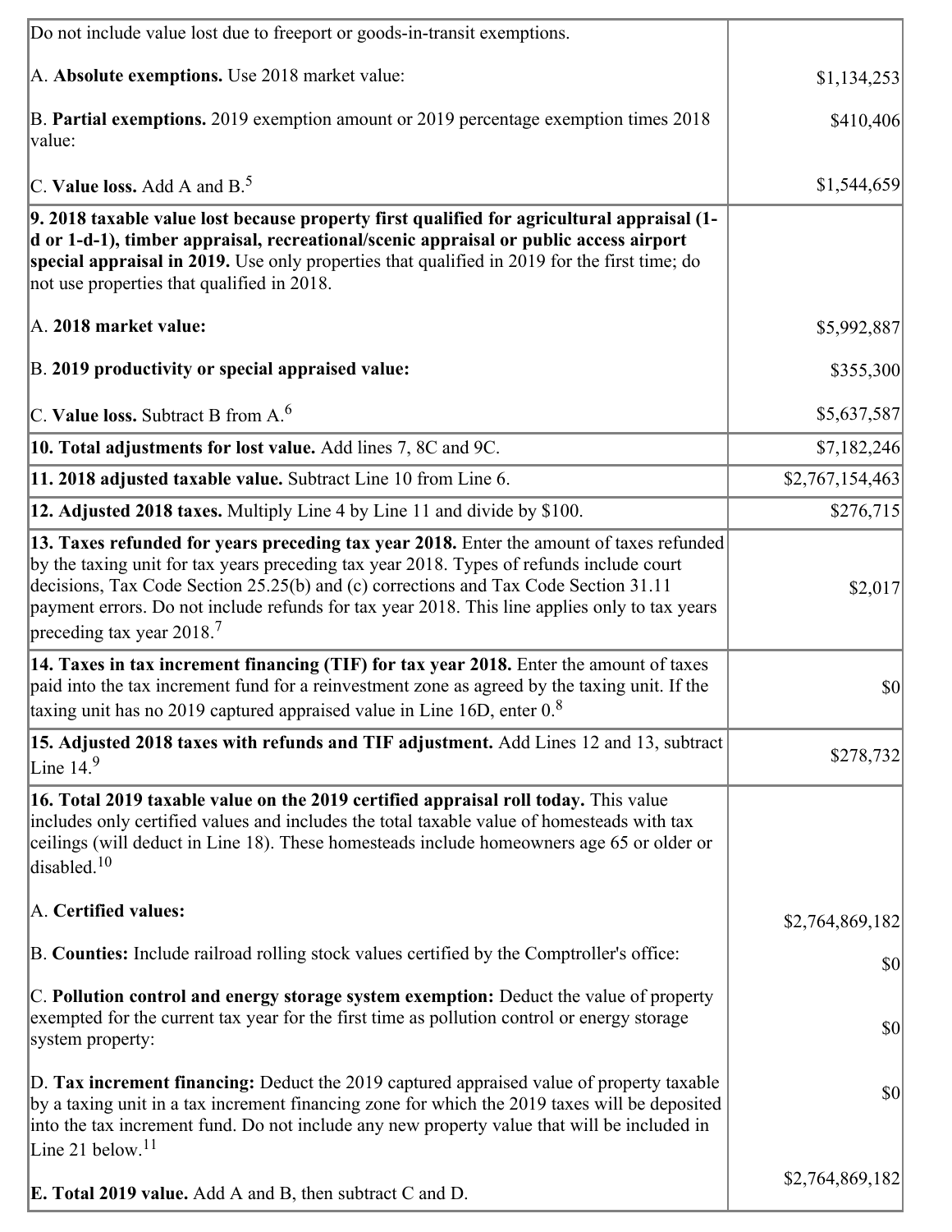| | |
|---|---|
| Do not include value lost due to freeport or goods-in-transit exemptions.<br><br>A. **Absolute exemptions.** Use 2018 market value:<br><br>B. **Partial exemptions.** 2019 exemption amount or 2019 percentage exemption times 2018 value:<br><br>C. **Value loss.** Add A and B.[5] | <br><br>$1,134,253<br><br>$410,406<br><br>$1,544,659 |
| **9. 2018 taxable value lost because property first qualified for agricultural appraisal (1-d or 1-d-1), timber appraisal, recreational/scenic appraisal or public access airport special appraisal in 2019.** Use only properties that qualified in 2019 for the first time; do not use properties that qualified in 2018.<br><br>A. **2018 market value:**<br><br>B. **2019 productivity or special appraised value:**<br><br>C. **Value loss.** Subtract B from A.[6] | <br><br><br><br>$5,992,887<br><br>$355,300<br><br>$5,637,587 |
| **10. Total adjustments for lost value.** Add lines 7, 8C and 9C. | $7,182,246 |
| **11. 2018 adjusted taxable value.** Subtract Line 10 from Line 6. | $2,767,154,463 |
| **12. Adjusted 2018 taxes.** Multiply Line 4 by Line 11 and divide by $100. | $276,715 |
| **13. Taxes refunded for years preceding tax year 2018.** Enter the amount of taxes refunded by the taxing unit for tax years preceding tax year 2018. Types of refunds include court decisions, Tax Code Section 25.25(b) and (c) corrections and Tax Code Section 31.11 payment errors. Do not include refunds for tax year 2018. This line applies only to tax years preceding tax year 2018.[7] | $2,017 |
| **14. Taxes in tax increment financing (TIF) for tax year 2018.** Enter the amount of taxes paid into the tax increment fund for a reinvestment zone as agreed by the taxing unit. If the taxing unit has no 2019 captured appraised value in Line 16D, enter 0.[8] | $0 |
| **15. Adjusted 2018 taxes with refunds and TIF adjustment.** Add Lines 12 and 13, subtract Line 14.[9] | $278,732 |
| **16. Total 2019 taxable value on the 2019 certified appraisal roll today.** This value includes only certified values and includes the total taxable value of homesteads with tax ceilings (will deduct in Line 18). These homesteads include homeowners age 65 or older or disabled.[10]<br><br>A. **Certified values:**<br><br>B. **Counties:** Include railroad rolling stock values certified by the Comptroller's office:<br><br>C. **Pollution control and energy storage system exemption:** Deduct the value of property exempted for the current tax year for the first time as pollution control or energy storage system property:<br><br>D. **Tax increment financing:** Deduct the 2019 captured appraised value of property taxable by a taxing unit in a tax increment financing zone for which the 2019 taxes will be deposited into the tax increment fund. Do not include any new property value that will be included in Line 21 below.[11]<br><br>E. **Total 2019 value.** Add A and B, then subtract C and D. | <br><br><br><br>$2,764,869,182<br><br>$0<br><br>$0<br><br>$0<br><br>$2,764,869,182 |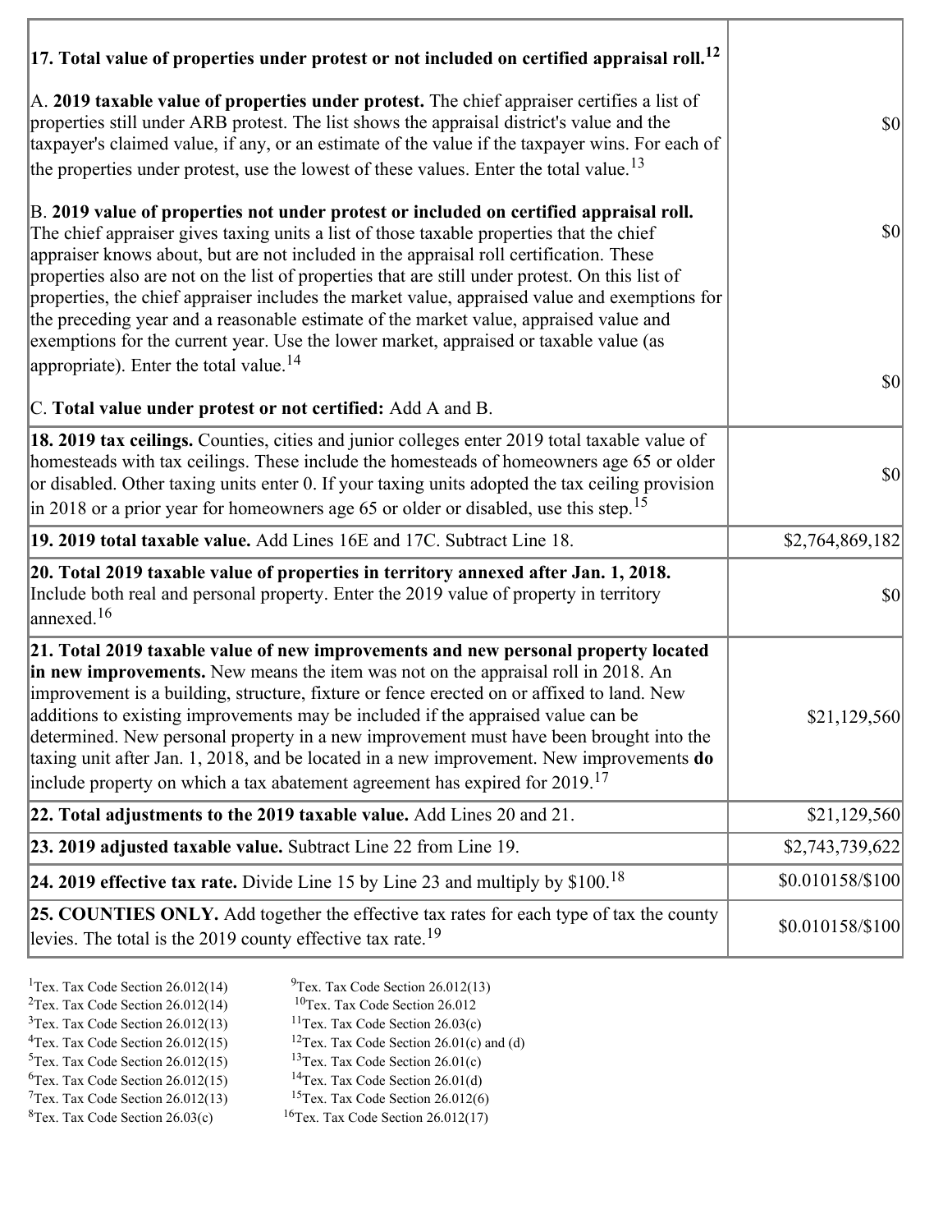| | |
|---|---|
| **17. Total value of properties under protest or not included on certified appraisal roll.**[12] | |
| A. **2019 taxable value of properties under protest.** The chief appraiser certifies a list of properties still under ARB protest. The list shows the appraisal district's value and the taxpayer's claimed value, if any, or an estimate of the value if the taxpayer wins. For each of the properties under protest, use the lowest of these values. Enter the total value.[13] | $0 |
| B. **2019 value of properties not under protest or included on certified appraisal roll.** The chief appraiser gives taxing units a list of those taxable properties that the chief appraiser knows about, but are not included in the appraisal roll certification. These properties also are not on the list of properties that are still under protest. On this list of properties, the chief appraiser includes the market value, appraised value and exemptions for the preceding year and a reasonable estimate of the market value, appraised value and exemptions for the current year. Use the lower market, appraised or taxable value (as appropriate). Enter the total value.[14] | $0 |
| C. **Total value under protest or not certified:** Add A and B. | $0 |
| **18. 2019 tax ceilings.** Counties, cities and junior colleges enter 2019 total taxable value of homesteads with tax ceilings. These include the homesteads of homeowners age 65 or older or disabled. Other taxing units enter 0. If your taxing units adopted the tax ceiling provision in 2018 or a prior year for homeowners age 65 or older or disabled, use this step.[15] | $0 |
| **19. 2019 total taxable value.** Add Lines 16E and 17C. Subtract Line 18. | $2,764,869,182 |
| **20. Total 2019 taxable value of properties in territory annexed after Jan. 1, 2018.** Include both real and personal property. Enter the 2019 value of property in territory annexed.[16] | $0 |
| **21. Total 2019 taxable value of new improvements and new personal property located in new improvements.** New means the item was not on the appraisal roll in 2018. An improvement is a building, structure, fixture or fence erected on or affixed to land. New additions to existing improvements may be included if the appraised value can be determined. New personal property in a new improvement must have been brought into the taxing unit after Jan. 1, 2018, and be located in a new improvement. New improvements **do** include property on which a tax abatement agreement has expired for 2019.[17] | $21,129,560 |
| **22. Total adjustments to the 2019 taxable value.** Add Lines 20 and 21. | $21,129,560 |
| **23. 2019 adjusted taxable value.** Subtract Line 22 from Line 19. | $2,743,739,622 |
| **24. 2019 effective tax rate.** Divide Line 15 by Line 23 and multiply by $100.[18] | $0.010158/$100 |
| **25. COUNTIES ONLY.** Add together the effective tax rates for each type of tax the county levies. The total is the 2019 county effective tax rate.[19] | $0.010158/$100 |

[1]Tex. Tax Code Section 26.012(14)
[2]Tex. Tax Code Section 26.012(14)
[3]Tex. Tax Code Section 26.012(13)
[4]Tex. Tax Code Section 26.012(15)
[5]Tex. Tax Code Section 26.012(15)
[6]Tex. Tax Code Section 26.012(15)
[7]Tex. Tax Code Section 26.012(13)
[8]Tex. Tax Code Section 26.03(c)
[9]Tex. Tax Code Section 26.012(13)
[10]Tex. Tax Code Section 26.012
[11]Tex. Tax Code Section 26.03(c)
[12]Tex. Tax Code Section 26.01(c) and (d)
[13]Tex. Tax Code Section 26.01(c)
[14]Tex. Tax Code Section 26.01(d)
[15]Tex. Tax Code Section 26.012(6)
[16]Tex. Tax Code Section 26.012(17)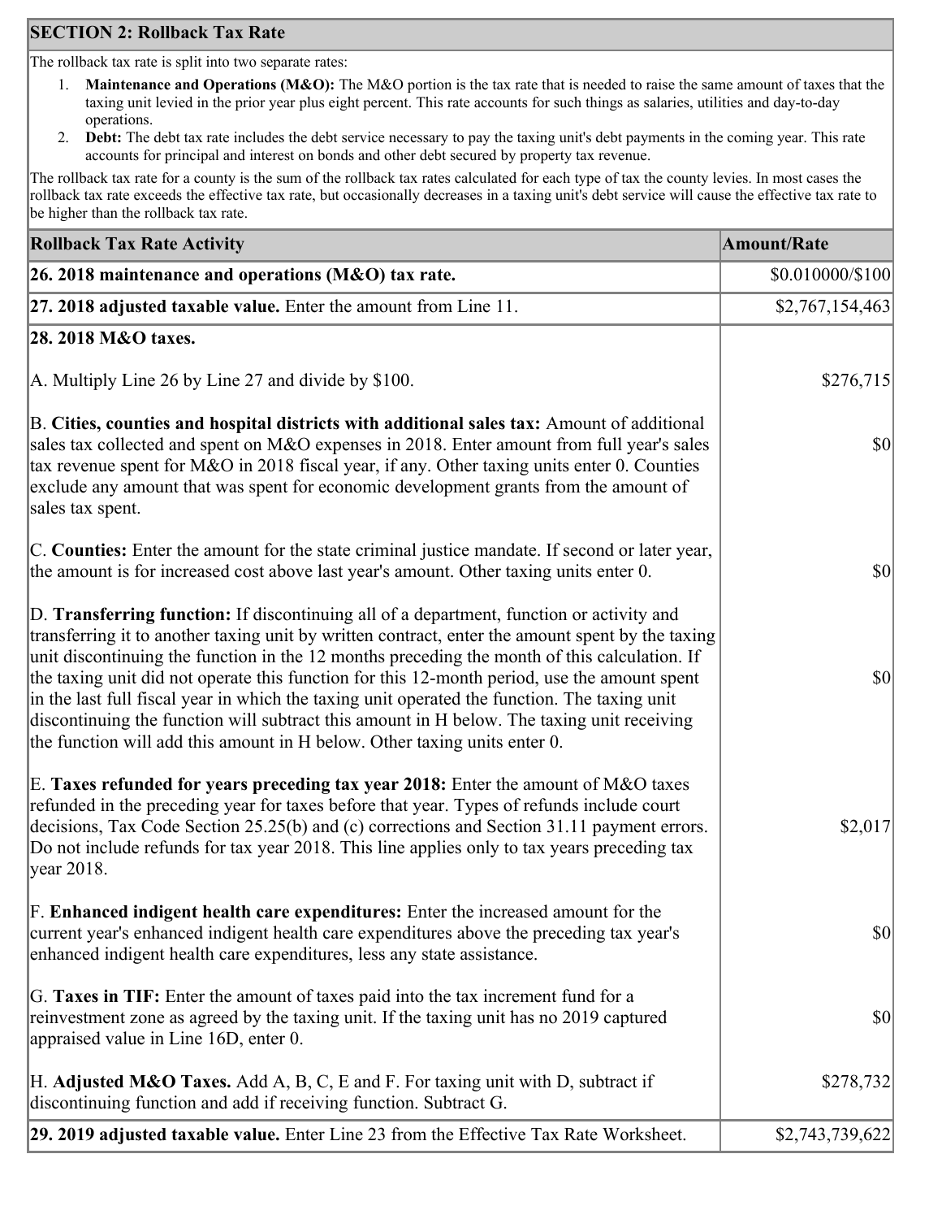## SECTION 2: Rollback Tax Rate

The rollback tax rate is split into two separate rates:

1. **Maintenance and Operations (M&O):** The M&O portion is the tax rate that is needed to raise the same amount of taxes that the taxing unit levied in the prior year plus eight percent. This rate accounts for such things as salaries, utilities and day-to-day operations.
2. **Debt:** The debt tax rate includes the debt service necessary to pay the taxing unit's debt payments in the coming year. This rate accounts for principal and interest on bonds and other debt secured by property tax revenue.

The rollback tax rate for a county is the sum of the rollback tax rates calculated for each type of tax the county levies. In most cases the rollback tax rate exceeds the effective tax rate, but occasionally decreases in a taxing unit's debt service will cause the effective tax rate to be higher than the rollback tax rate.

| Rollback Tax Rate Activity | Amount/Rate |
|---|---|
| **26. 2018 maintenance and operations (M&O) tax rate.** | $0.010000/$100 |
| **27. 2018 adjusted taxable value.** Enter the amount from Line 11. | $2,767,154,463 |
| **28. 2018 M&O taxes.** | |
| A. Multiply Line 26 by Line 27 and divide by $100. | $276,715 |
| B. **Cities, counties and hospital districts with additional sales tax:** Amount of additional sales tax collected and spent on M&O expenses in 2018. Enter amount from full year's sales tax revenue spent for M&O in 2018 fiscal year, if any. Other taxing units enter 0. Counties exclude any amount that was spent for economic development grants from the amount of sales tax spent. | $0 |
| C. **Counties:** Enter the amount for the state criminal justice mandate. If second or later year, the amount is for increased cost above last year's amount. Other taxing units enter 0. | $0 |
| D. **Transferring function:** If discontinuing all of a department, function or activity and transferring it to another taxing unit by written contract, enter the amount spent by the taxing unit discontinuing the function in the 12 months preceding the month of this calculation. If the taxing unit did not operate this function for this 12-month period, use the amount spent in the last full fiscal year in which the taxing unit operated the function. The taxing unit discontinuing the function will subtract this amount in H below. The taxing unit receiving the function will add this amount in H below. Other taxing units enter 0. | $0 |
| E. **Taxes refunded for years preceding tax year 2018:** Enter the amount of M&O taxes refunded in the preceding year for taxes before that year. Types of refunds include court decisions, Tax Code Section 25.25(b) and (c) corrections and Section 31.11 payment errors. Do not include refunds for tax year 2018. This line applies only to tax years preceding tax year 2018. | $2,017 |
| F. **Enhanced indigent health care expenditures:** Enter the increased amount for the current year's enhanced indigent health care expenditures above the preceding tax year's enhanced indigent health care expenditures, less any state assistance. | $0 |
| G. **Taxes in TIF:** Enter the amount of taxes paid into the tax increment fund for a reinvestment zone as agreed by the taxing unit. If the taxing unit has no 2019 captured appraised value in Line 16D, enter 0. | $0 |
| H. **Adjusted M&O Taxes.** Add A, B, C, E and F. For taxing unit with D, subtract if discontinuing function and add if receiving function. Subtract G. | $278,732 |
| **29. 2019 adjusted taxable value.** Enter Line 23 from the Effective Tax Rate Worksheet. | $2,743,739,622 |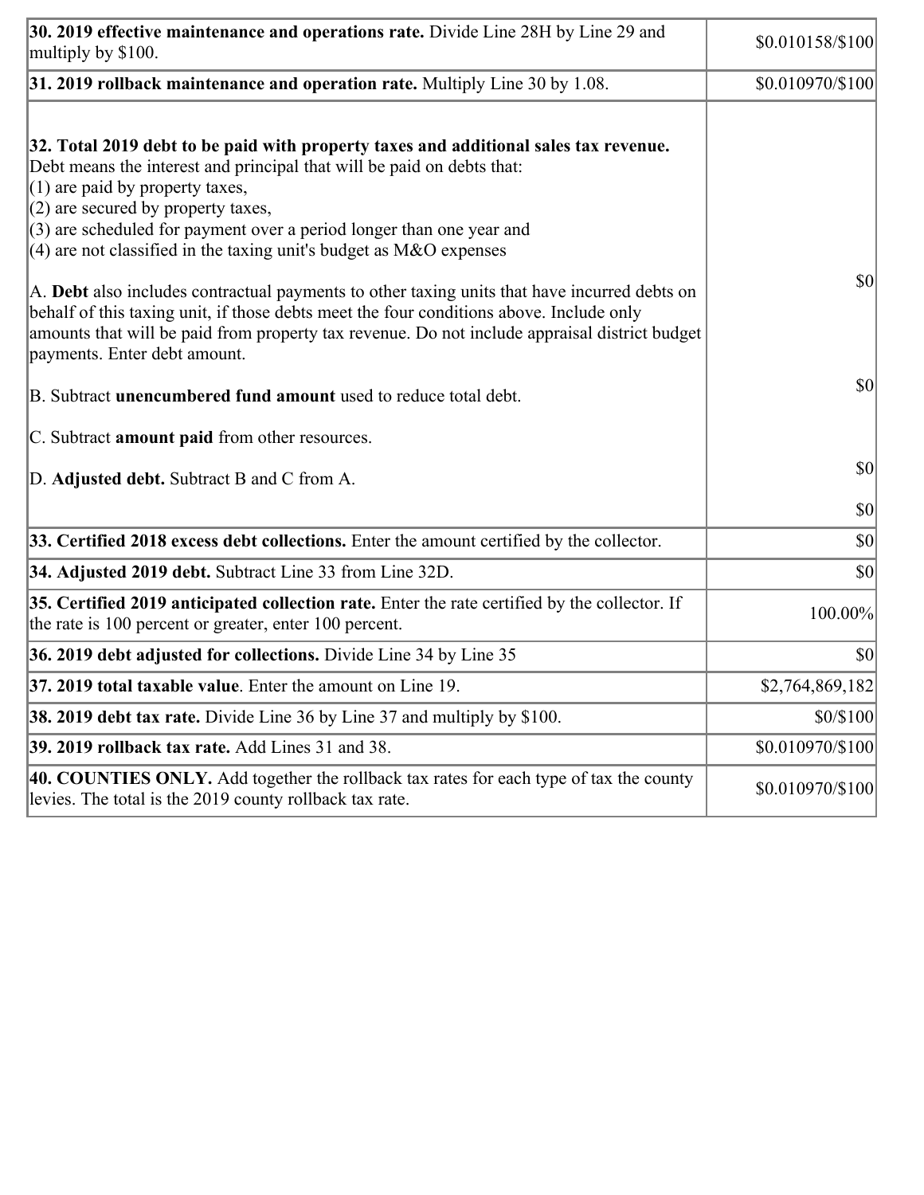| | |
|---|---|
| **30. 2019 effective maintenance and operations rate.** Divide Line 28H by Line 29 and multiply by $100. | $0.010158/$100 |
| **31. 2019 rollback maintenance and operation rate.** Multiply Line 30 by 1.08. | $0.010970/$100 |
| **32. Total 2019 debt to be paid with property taxes and additional sales tax revenue.** Debt means the interest and principal that will be paid on debts that:<br>(1) are paid by property taxes,<br>(2) are secured by property taxes,<br>(3) are scheduled for payment over a period longer than one year and<br>(4) are not classified in the taxing unit's budget as M&O expenses<br><br>A. **Debt** also includes contractual payments to other taxing units that have incurred debts on behalf of this taxing unit, if those debts meet the four conditions above. Include only amounts that will be paid from property tax revenue. Do not include appraisal district budget payments. Enter debt amount.<br><br>B. Subtract **unencumbered fund amount** used to reduce total debt.<br><br>C. Subtract **amount paid** from other resources.<br><br>D. **Adjusted debt.** Subtract B and C from A. | $0<br><br>$0<br><br>$0<br><br>$0 |
| **33. Certified 2018 excess debt collections.** Enter the amount certified by the collector. | $0 |
| **34. Adjusted 2019 debt.** Subtract Line 33 from Line 32D. | $0 |
| **35. Certified 2019 anticipated collection rate.** Enter the rate certified by the collector. If the rate is 100 percent or greater, enter 100 percent. | 100.00% |
| **36. 2019 debt adjusted for collections.** Divide Line 34 by Line 35 | $0 |
| **37. 2019 total taxable value**. Enter the amount on Line 19. | $2,764,869,182 |
| **38. 2019 debt tax rate.** Divide Line 36 by Line 37 and multiply by $100. | $0/$100 |
| **39. 2019 rollback tax rate.** Add Lines 31 and 38. | $0.010970/$100 |
| **40. COUNTIES ONLY.** Add together the rollback tax rates for each type of tax the county levies. The total is the 2019 county rollback tax rate. | $0.010970/$100 |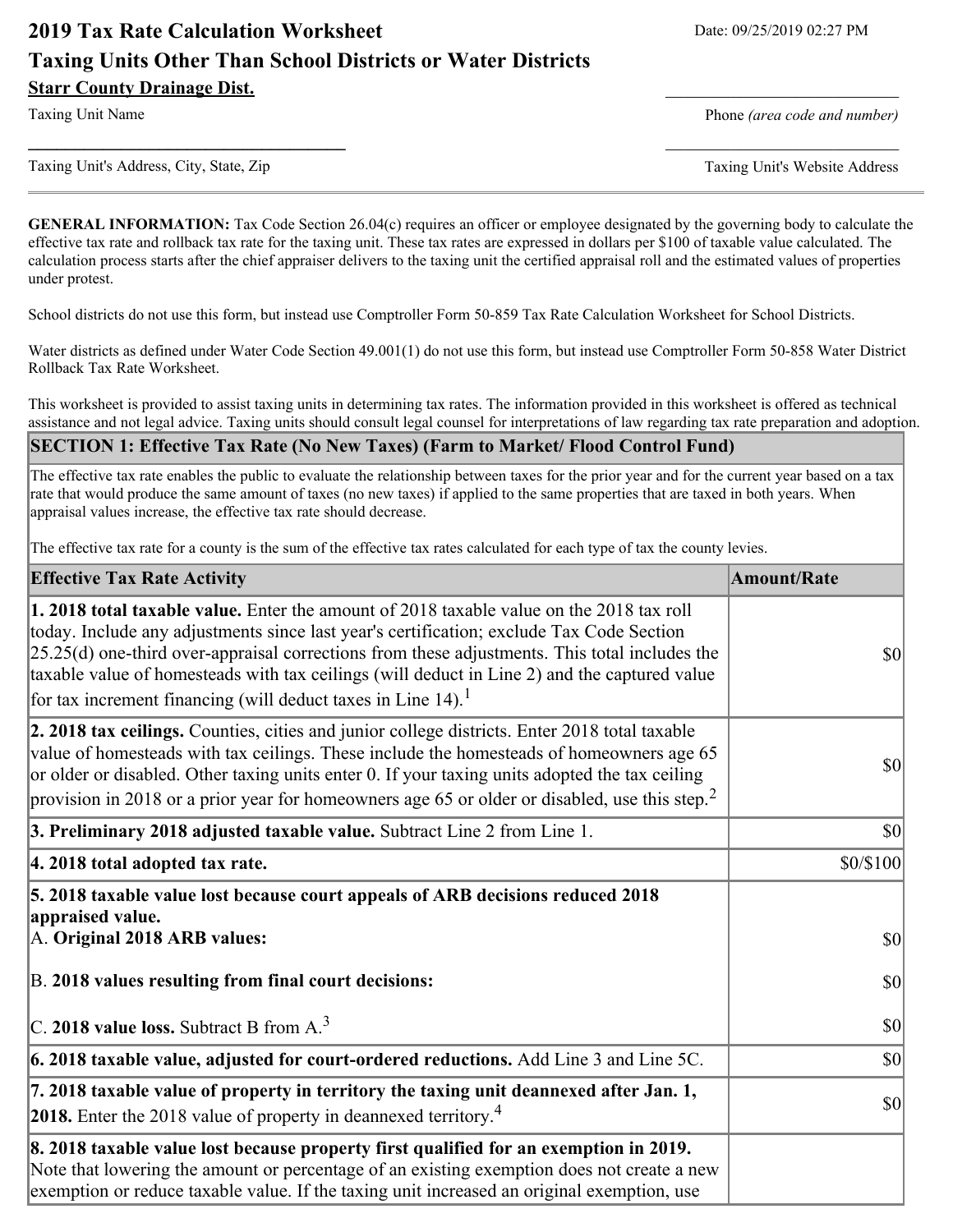# 2019 Tax Rate Calculation Worksheet

Date: 09/25/2019 02:27 PM

## Taxing Units Other Than School Districts or Water Districts

**Starr County Drainage Dist.**

Taxing Unit Name

Phone *(area code and number)*

Taxing Unit's Address, City, State, Zip

Taxing Unit's Website Address

**GENERAL INFORMATION:** Tax Code Section 26.04(c) requires an officer or employee designated by the governing body to calculate the effective tax rate and rollback tax rate for the taxing unit. These tax rates are expressed in dollars per $100 of taxable value calculated. The calculation process starts after the chief appraiser delivers to the taxing unit the certified appraisal roll and the estimated values of properties under protest.

School districts do not use this form, but instead use Comptroller Form 50-859 Tax Rate Calculation Worksheet for School Districts.

Water districts as defined under Water Code Section 49.001(1) do not use this form, but instead use Comptroller Form 50-858 Water District Rollback Tax Rate Worksheet.

This worksheet is provided to assist taxing units in determining tax rates. The information provided in this worksheet is offered as technical assistance and not legal advice. Taxing units should consult legal counsel for interpretations of law regarding tax rate preparation and adoption.

| **SECTION 1: Effective Tax Rate (No New Taxes) (Farm to Market/ Flood Control Fund)** | |
|---|---|
| The effective tax rate enables the public to evaluate the relationship between taxes for the prior year and for the current year based on a tax rate that would produce the same amount of taxes (no new taxes) if applied to the same properties that are taxed in both years. When appraisal values increase, the effective tax rate should decrease.<br><br>The effective tax rate for a county is the sum of the effective tax rates calculated for each type of tax the county levies. | |
| **Effective Tax Rate Activity** | **Amount/Rate** |
| **1. 2018 total taxable value.** Enter the amount of 2018 taxable value on the 2018 tax roll today. Include any adjustments since last year's certification; exclude Tax Code Section 25.25(d) one-third over-appraisal corrections from these adjustments. This total includes the taxable value of homesteads with tax ceilings (will deduct in Line 2) and the captured value for tax increment financing (will deduct taxes in Line 14).[1] | $0 |
| **2. 2018 tax ceilings.** Counties, cities and junior college districts. Enter 2018 total taxable value of homesteads with tax ceilings. These include the homesteads of homeowners age 65 or older or disabled. Other taxing units enter 0. If your taxing units adopted the tax ceiling provision in 2018 or a prior year for homeowners age 65 or older or disabled, use this step.[2] | $0 |
| **3. Preliminary 2018 adjusted taxable value.** Subtract Line 2 from Line 1. | $0 |
| **4. 2018 total adopted tax rate.** | $0/$100 |
| **5. 2018 taxable value lost because court appeals of ARB decisions reduced 2018 appraised value.**<br>A. **Original 2018 ARB values:**<br><br>B. **2018 values resulting from final court decisions:**<br><br>C. **2018 value loss.** Subtract B from A.[3] | <br><br>$0<br><br>$0<br><br>$0 |
| **6. 2018 taxable value, adjusted for court-ordered reductions.** Add Line 3 and Line 5C. | $0 |
| **7. 2018 taxable value of property in territory the taxing unit deannexed after Jan. 1, 2018.** Enter the 2018 value of property in deannexed territory.[4] | $0 |
| **8. 2018 taxable value lost because property first qualified for an exemption in 2019.** Note that lowering the amount or percentage of an existing exemption does not create a new exemption or reduce taxable value. If the taxing unit increased an original exemption, use | |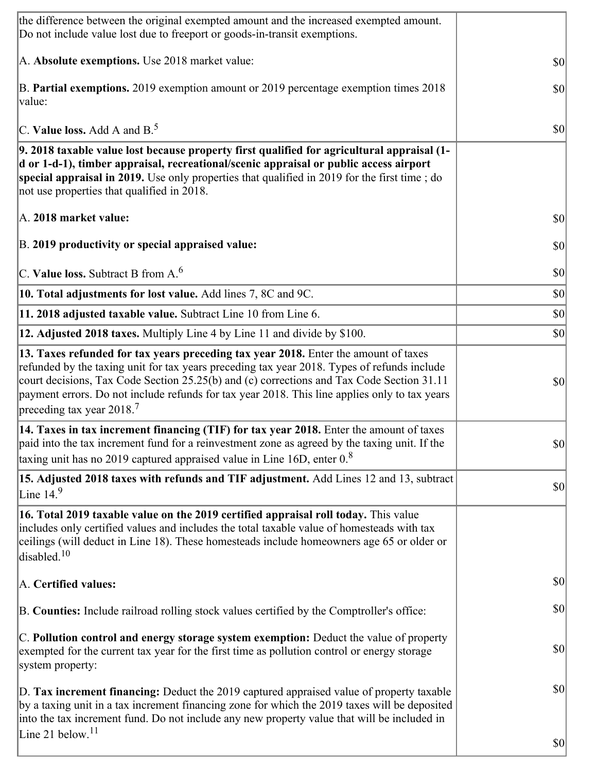| | |
|---|---|
| the difference between the original exempted amount and the increased exempted amount. Do not include value lost due to freeport or goods-in-transit exemptions.<br><br>A. **Absolute exemptions.** Use 2018 market value:<br><br>B. **Partial exemptions.** 2019 exemption amount or 2019 percentage exemption times 2018 value:<br><br>C. **Value loss.** Add A and B.[5] | <br><br>$0<br><br>$0<br><br>$0 |
| **9. 2018 taxable value lost because property first qualified for agricultural appraisal (1-d or 1-d-1), timber appraisal, recreational/scenic appraisal or public access airport special appraisal in 2019.** Use only properties that qualified in 2019 for the first time ; do not use properties that qualified in 2018.<br><br>A. **2018 market value:**<br><br>B. **2019 productivity or special appraised value:**<br><br>C. **Value loss.** Subtract B from A.[6] | <br><br>$0<br><br>$0<br><br>$0 |
| **10. Total adjustments for lost value.** Add lines 7, 8C and 9C. | $0 |
| **11. 2018 adjusted taxable value.** Subtract Line 10 from Line 6. | $0 |
| **12. Adjusted 2018 taxes.** Multiply Line 4 by Line 11 and divide by $100. | $0 |
| **13. Taxes refunded for tax years preceding tax year 2018.** Enter the amount of taxes refunded by the taxing unit for tax years preceding tax year 2018. Types of refunds include court decisions, Tax Code Section 25.25(b) and (c) corrections and Tax Code Section 31.11 payment errors. Do not include refunds for tax year 2018. This line applies only to tax years preceding tax year 2018.[7] | $0 |
| **14. Taxes in tax increment financing (TIF) for tax year 2018.** Enter the amount of taxes paid into the tax increment fund for a reinvestment zone as agreed by the taxing unit. If the taxing unit has no 2019 captured appraised value in Line 16D, enter 0.[8] | $0 |
| **15. Adjusted 2018 taxes with refunds and TIF adjustment.** Add Lines 12 and 13, subtract Line 14.[9] | $0 |
| **16. Total 2019 taxable value on the 2019 certified appraisal roll today.** This value includes only certified values and includes the total taxable value of homesteads with tax ceilings (will deduct in Line 18). These homesteads include homeowners age 65 or older or disabled.[10]<br><br>A. **Certified values:**<br><br>B. **Counties:** Include railroad rolling stock values certified by the Comptroller's office:<br><br>C. **Pollution control and energy storage system exemption:** Deduct the value of property exempted for the current tax year for the first time as pollution control or energy storage system property:<br><br>D. **Tax increment financing:** Deduct the 2019 captured appraised value of property taxable by a taxing unit in a tax increment financing zone for which the 2019 taxes will be deposited into the tax increment fund. Do not include any new property value that will be included in Line 21 below.[11] | <br><br>$0<br><br>$0<br><br>$0<br><br>$0<br><br>$0 |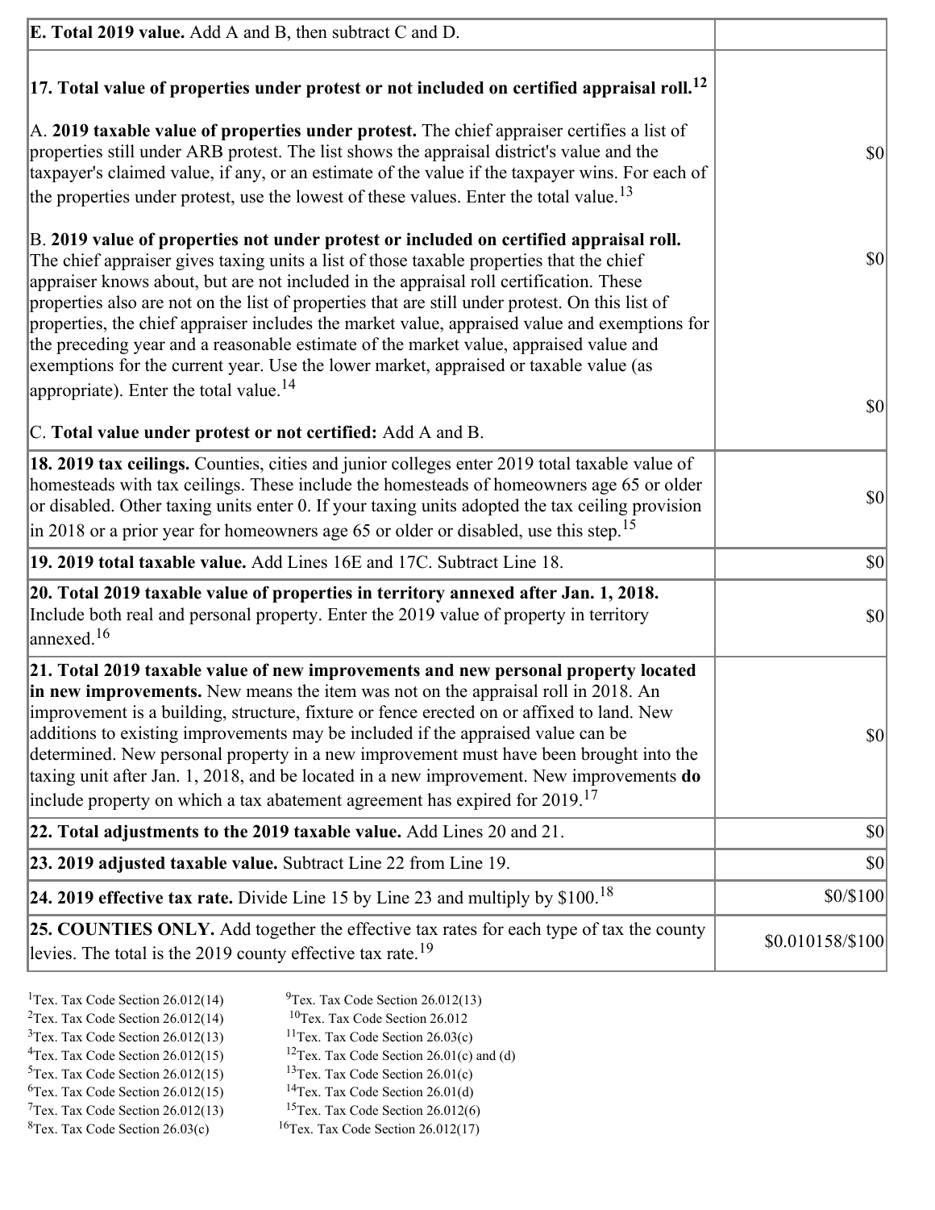| | |
|---|---|
| **E. Total 2019 value.** Add A and B, then subtract C and D. | |
| **17. Total value of properties under protest or not included on certified appraisal roll.**[12]<br><br>A. **2019 taxable value of properties under protest.** The chief appraiser certifies a list of properties still under ARB protest. The list shows the appraisal district's value and the taxpayer's claimed value, if any, or an estimate of the value if the taxpayer wins. For each of the properties under protest, use the lowest of these values. Enter the total value.[13]<br><br>B. **2019 value of properties not under protest or included on certified appraisal roll.** The chief appraiser gives taxing units a list of those taxable properties that the chief appraiser knows about, but are not included in the appraisal roll certification. These properties also are not on the list of properties that are still under protest. On this list of properties, the chief appraiser includes the market value, appraised value and exemptions for the preceding year and a reasonable estimate of the market value, appraised value and exemptions for the current year. Use the lower market, appraised or taxable value (as appropriate). Enter the total value.[14]<br><br>C. **Total value under protest or not certified:** Add A and B. | $0<br><br>$0<br><br>$0 |
| **18. 2019 tax ceilings.** Counties, cities and junior colleges enter 2019 total taxable value of homesteads with tax ceilings. These include the homesteads of homeowners age 65 or older or disabled. Other taxing units enter 0. If your taxing units adopted the tax ceiling provision in 2018 or a prior year for homeowners age 65 or older or disabled, use this step.[15] | $0 |
| **19. 2019 total taxable value.** Add Lines 16E and 17C. Subtract Line 18. | $0 |
| **20. Total 2019 taxable value of properties in territory annexed after Jan. 1, 2018.** Include both real and personal property. Enter the 2019 value of property in territory annexed.[16] | $0 |
| **21. Total 2019 taxable value of new improvements and new personal property located in new improvements.** New means the item was not on the appraisal roll in 2018. An improvement is a building, structure, fixture or fence erected on or affixed to land. New additions to existing improvements may be included if the appraised value can be determined. New personal property in a new improvement must have been brought into the taxing unit after Jan. 1, 2018, and be located in a new improvement. New improvements **do** include property on which a tax abatement agreement has expired for 2019.[17] | $0 |
| **22. Total adjustments to the 2019 taxable value.** Add Lines 20 and 21. | $0 |
| **23. 2019 adjusted taxable value.** Subtract Line 22 from Line 19. | $0 |
| **24. 2019 effective tax rate.** Divide Line 15 by Line 23 and multiply by $100.[18] | $0/$100 |
| **25. COUNTIES ONLY.** Add together the effective tax rates for each type of tax the county levies. The total is the 2019 county effective tax rate.[19] | $0.010158/$100 |

[1]Tex. Tax Code Section 26.012(14)
[2]Tex. Tax Code Section 26.012(14)
[3]Tex. Tax Code Section 26.012(13)
[4]Tex. Tax Code Section 26.012(15)
[5]Tex. Tax Code Section 26.012(15)
[6]Tex. Tax Code Section 26.012(15)
[7]Tex. Tax Code Section 26.012(13)
[8]Tex. Tax Code Section 26.03(c)
[9]Tex. Tax Code Section 26.012(13)
[10]Tex. Tax Code Section 26.012
[11]Tex. Tax Code Section 26.03(c)
[12]Tex. Tax Code Section 26.01(c) and (d)
[13]Tex. Tax Code Section 26.01(c)
[14]Tex. Tax Code Section 26.01(d)
[15]Tex. Tax Code Section 26.012(6)
[16]Tex. Tax Code Section 26.012(17)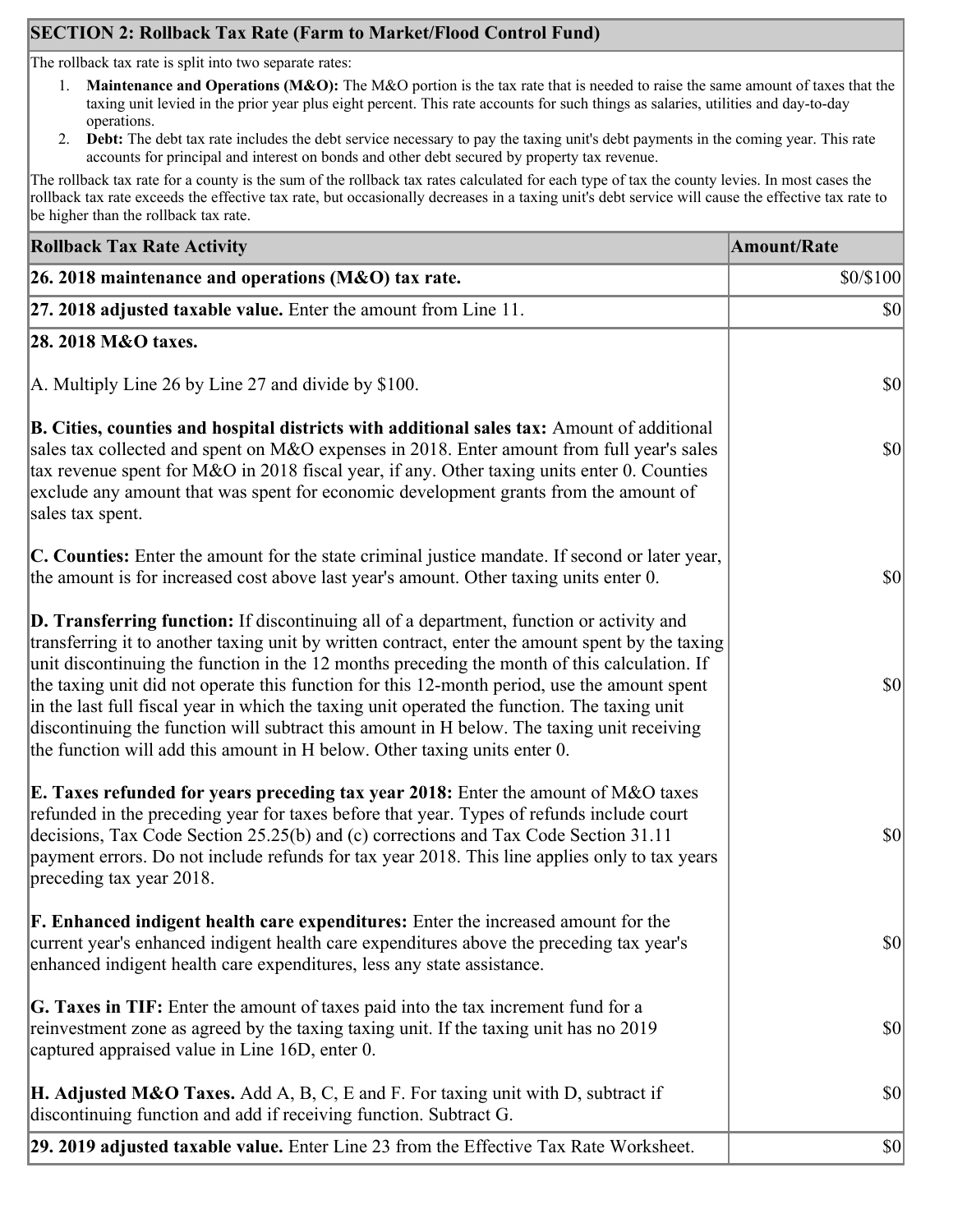## SECTION 2: Rollback Tax Rate (Farm to Market/Flood Control Fund)

The rollback tax rate is split into two separate rates:

1. **Maintenance and Operations (M&O):** The M&O portion is the tax rate that is needed to raise the same amount of taxes that the taxing unit levied in the prior year plus eight percent. This rate accounts for such things as salaries, utilities and day-to-day operations.
2. **Debt:** The debt tax rate includes the debt service necessary to pay the taxing unit's debt payments in the coming year. This rate accounts for principal and interest on bonds and other debt secured by property tax revenue.

The rollback tax rate for a county is the sum of the rollback tax rates calculated for each type of tax the county levies. In most cases the rollback tax rate exceeds the effective tax rate, but occasionally decreases in a taxing unit's debt service will cause the effective tax rate to be higher than the rollback tax rate.

| Rollback Tax Rate Activity | Amount/Rate |
|---|---|
| **26. 2018 maintenance and operations (M&O) tax rate.** | $0/$100 |
| **27. 2018 adjusted taxable value.** Enter the amount from Line 11. | $0 |
| **28. 2018 M&O taxes.** | |
| A. Multiply Line 26 by Line 27 and divide by $100. | $0 |
| **B. Cities, counties and hospital districts with additional sales tax:** Amount of additional sales tax collected and spent on M&O expenses in 2018. Enter amount from full year's sales tax revenue spent for M&O in 2018 fiscal year, if any. Other taxing units enter 0. Counties exclude any amount that was spent for economic development grants from the amount of sales tax spent. | $0 |
| **C. Counties:** Enter the amount for the state criminal justice mandate. If second or later year, the amount is for increased cost above last year's amount. Other taxing units enter 0. | $0 |
| **D. Transferring function:** If discontinuing all of a department, function or activity and transferring it to another taxing unit by written contract, enter the amount spent by the taxing unit discontinuing the function in the 12 months preceding the month of this calculation. If the taxing unit did not operate this function for this 12-month period, use the amount spent in the last full fiscal year in which the taxing unit operated the function. The taxing unit discontinuing the function will subtract this amount in H below. The taxing unit receiving the function will add this amount in H below. Other taxing units enter 0. | $0 |
| **E. Taxes refunded for years preceding tax year 2018:** Enter the amount of M&O taxes refunded in the preceding year for taxes before that year. Types of refunds include court decisions, Tax Code Section 25.25(b) and (c) corrections and Tax Code Section 31.11 payment errors. Do not include refunds for tax year 2018. This line applies only to tax years preceding tax year 2018. | $0 |
| **F. Enhanced indigent health care expenditures:** Enter the increased amount for the current year's enhanced indigent health care expenditures above the preceding tax year's enhanced indigent health care expenditures, less any state assistance. | $0 |
| **G. Taxes in TIF:** Enter the amount of taxes paid into the tax increment fund for a reinvestment zone as agreed by the taxing taxing unit. If the taxing unit has no 2019 captured appraised value in Line 16D, enter 0. | $0 |
| **H. Adjusted M&O Taxes.** Add A, B, C, E and F. For taxing unit with D, subtract if discontinuing function and add if receiving function. Subtract G. | $0 |
| **29. 2019 adjusted taxable value.** Enter Line 23 from the Effective Tax Rate Worksheet. | $0 |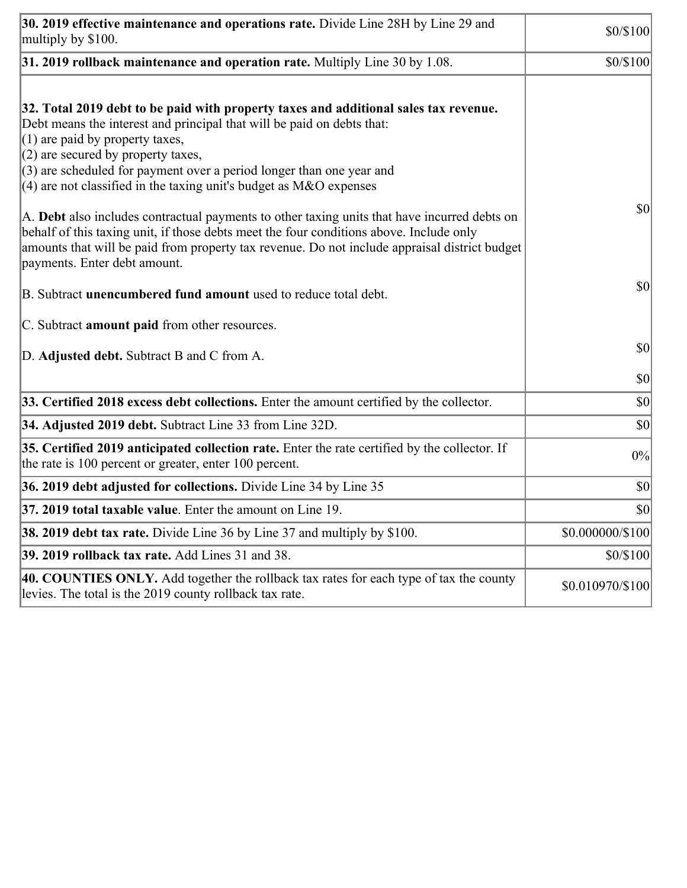| | |
|---|---|
| **30. 2019 effective maintenance and operations rate.** Divide Line 28H by Line 29 and multiply by $100. | $0/$100 |
| **31. 2019 rollback maintenance and operation rate.** Multiply Line 30 by 1.08. | $0/$100 |
| **32. Total 2019 debt to be paid with property taxes and additional sales tax revenue.** Debt means the interest and principal that will be paid on debts that:<br>(1) are paid by property taxes,<br>(2) are secured by property taxes,<br>(3) are scheduled for payment over a period longer than one year and<br>(4) are not classified in the taxing unit's budget as M&O expenses<br><br>A. **Debt** also includes contractual payments to other taxing units that have incurred debts on behalf of this taxing unit, if those debts meet the four conditions above. Include only amounts that will be paid from property tax revenue. Do not include appraisal district budget payments. Enter debt amount.<br><br>B. Subtract **unencumbered fund amount** used to reduce total debt.<br><br>C. Subtract **amount paid** from other resources.<br><br>D. **Adjusted debt.** Subtract B and C from A. | $0<br><br>$0<br><br>$0<br><br>$0 |
| **33. Certified 2018 excess debt collections.** Enter the amount certified by the collector. | $0 |
| **34. Adjusted 2019 debt.** Subtract Line 33 from Line 32D. | $0 |
| **35. Certified 2019 anticipated collection rate.** Enter the rate certified by the collector. If the rate is 100 percent or greater, enter 100 percent. | 0% |
| **36. 2019 debt adjusted for collections.** Divide Line 34 by Line 35 | $0 |
| **37. 2019 total taxable value**. Enter the amount on Line 19. | $0 |
| **38. 2019 debt tax rate.** Divide Line 36 by Line 37 and multiply by $100. | $0.000000/$100 |
| **39. 2019 rollback tax rate.** Add Lines 31 and 38. | $0/$100 |
| **40. COUNTIES ONLY.** Add together the rollback tax rates for each type of tax the county levies. The total is the 2019 county rollback tax rate. | $0.010970/$100 |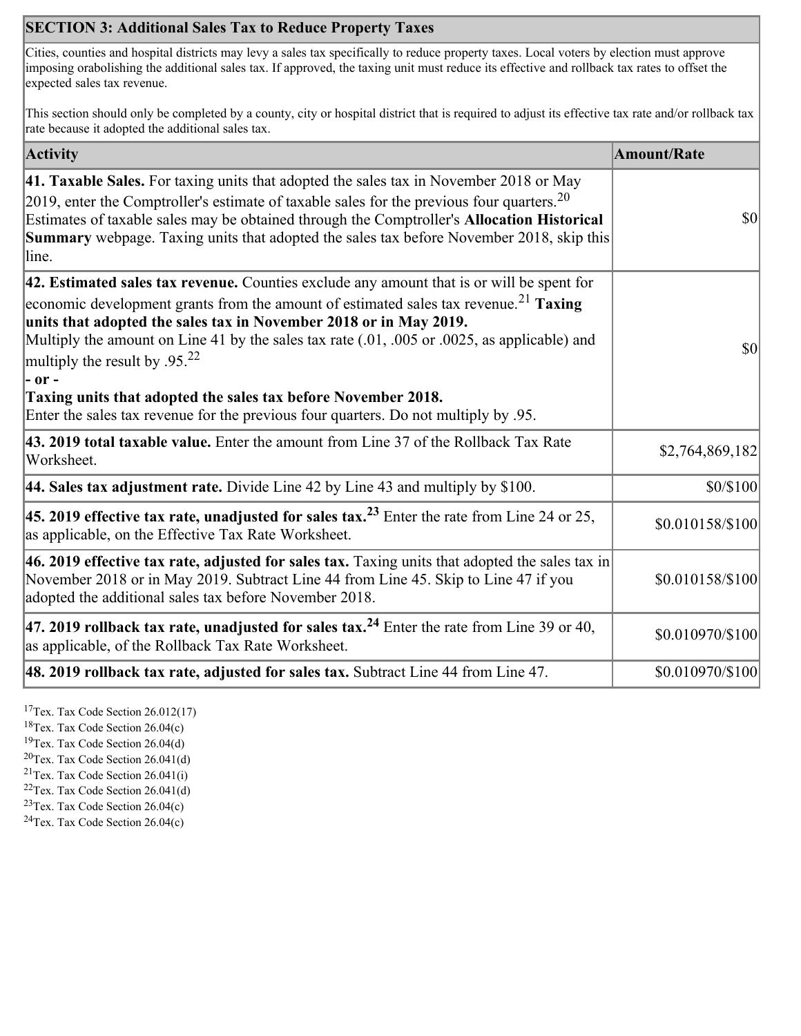## SECTION 3: Additional Sales Tax to Reduce Property Taxes

Cities, counties and hospital districts may levy a sales tax specifically to reduce property taxes. Local voters by election must approve imposing orabolishing the additional sales tax. If approved, the taxing unit must reduce its effective and rollback tax rates to offset the expected sales tax revenue.

This section should only be completed by a county, city or hospital district that is required to adjust its effective tax rate and/or rollback tax rate because it adopted the additional sales tax.

| Activity | Amount/Rate |
|---|---|
| **41. Taxable Sales.** For taxing units that adopted the sales tax in November 2018 or May 2019, enter the Comptroller's estimate of taxable sales for the previous four quarters.[20] Estimates of taxable sales may be obtained through the Comptroller's **Allocation Historical Summary** webpage. Taxing units that adopted the sales tax before November 2018, skip this line. | $0 |
| **42. Estimated sales tax revenue.** Counties exclude any amount that is or will be spent for economic development grants from the amount of estimated sales tax revenue.[21] **Taxing units that adopted the sales tax in November 2018 or in May 2019.** Multiply the amount on Line 41 by the sales tax rate (.01, .005 or .0025, as applicable) and multiply the result by .95.[22] **- or - Taxing units that adopted the sales tax before November 2018.** Enter the sales tax revenue for the previous four quarters. Do not multiply by .95. | $0 |
| **43. 2019 total taxable value.** Enter the amount from Line 37 of the Rollback Tax Rate Worksheet. | $2,764,869,182 |
| **44. Sales tax adjustment rate.** Divide Line 42 by Line 43 and multiply by $100. | $0/$100 |
| **45. 2019 effective tax rate, unadjusted for sales tax.**[23] Enter the rate from Line 24 or 25, as applicable, on the Effective Tax Rate Worksheet. | $0.010158/$100 |
| **46. 2019 effective tax rate, adjusted for sales tax.** Taxing units that adopted the sales tax in November 2018 or in May 2019. Subtract Line 44 from Line 45. Skip to Line 47 if you adopted the additional sales tax before November 2018. | $0.010158/$100 |
| **47. 2019 rollback tax rate, unadjusted for sales tax.**[24] Enter the rate from Line 39 or 40, as applicable, of the Rollback Tax Rate Worksheet. | $0.010970/$100 |
| **48. 2019 rollback tax rate, adjusted for sales tax.** Subtract Line 44 from Line 47. | $0.010970/$100 |

[17] Tex. Tax Code Section 26.012(17)
[18] Tex. Tax Code Section 26.04(c)
[19] Tex. Tax Code Section 26.04(d)
[20] Tex. Tax Code Section 26.041(d)
[21] Tex. Tax Code Section 26.041(i)
[22] Tex. Tax Code Section 26.041(d)
[23] Tex. Tax Code Section 26.04(c)
[24] Tex. Tax Code Section 26.04(c)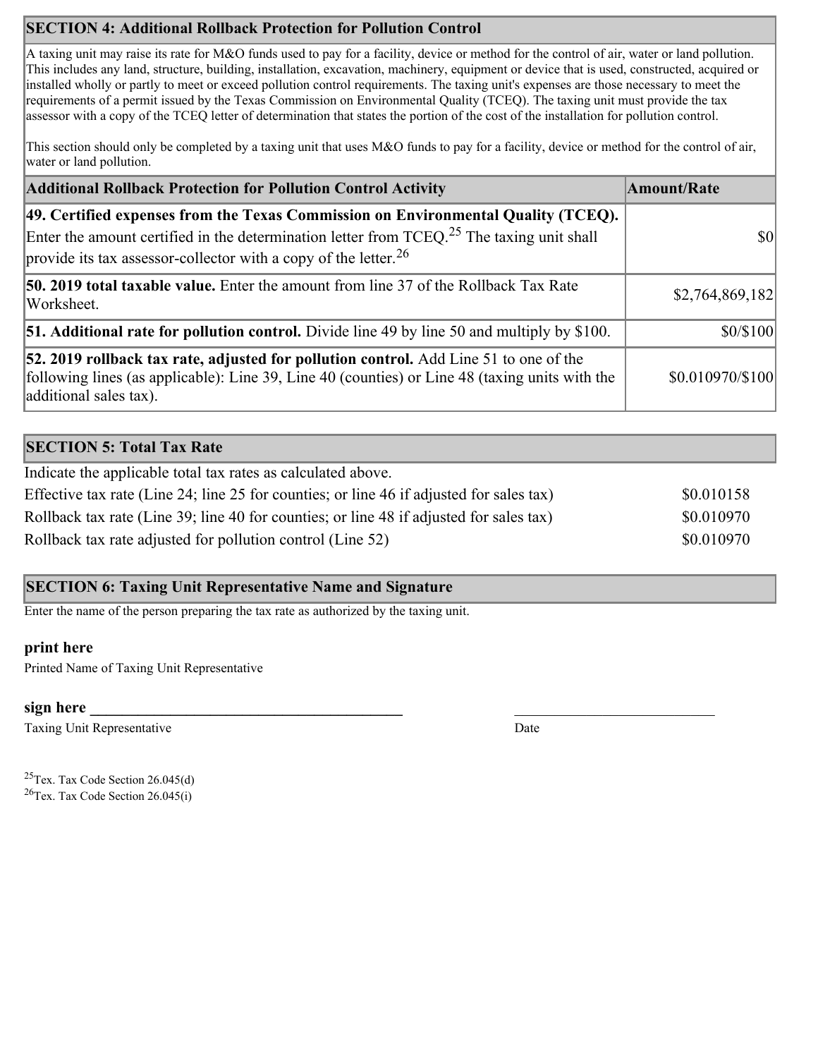## SECTION 4: Additional Rollback Protection for Pollution Control

A taxing unit may raise its rate for M&O funds used to pay for a facility, device or method for the control of air, water or land pollution. This includes any land, structure, building, installation, excavation, machinery, equipment or device that is used, constructed, acquired or installed wholly or partly to meet or exceed pollution control requirements. The taxing unit's expenses are those necessary to meet the requirements of a permit issued by the Texas Commission on Environmental Quality (TCEQ). The taxing unit must provide the tax assessor with a copy of the TCEQ letter of determination that states the portion of the cost of the installation for pollution control.

This section should only be completed by a taxing unit that uses M&O funds to pay for a facility, device or method for the control of air, water or land pollution.

| Additional Rollback Protection for Pollution Control Activity | Amount/Rate |
|---|---|
| **49. Certified expenses from the Texas Commission on Environmental Quality (TCEQ).** Enter the amount certified in the determination letter from TCEQ.[25] The taxing unit shall provide its tax assessor-collector with a copy of the letter.[26] | $0 |
| **50. 2019 total taxable value.** Enter the amount from line 37 of the Rollback Tax Rate Worksheet. | $2,764,869,182 |
| **51. Additional rate for pollution control.** Divide line 49 by line 50 and multiply by $100. | $0/$100 |
| **52. 2019 rollback tax rate, adjusted for pollution control.** Add Line 51 to one of the following lines (as applicable): Line 39, Line 40 (counties) or Line 48 (taxing units with the additional sales tax). | $0.010970/$100 |

## SECTION 5: Total Tax Rate

Indicate the applicable total tax rates as calculated above.

| | |
|---|---|
| Effective tax rate (Line 24; line 25 for counties; or line 46 if adjusted for sales tax) | $0.010158 |
| Rollback tax rate (Line 39; line 40 for counties; or line 48 if adjusted for sales tax) | $0.010970 |
| Rollback tax rate adjusted for pollution control (Line 52) | $0.010970 |

## SECTION 6: Taxing Unit Representative Name and Signature

Enter the name of the person preparing the tax rate as authorized by the taxing unit.

**print here**

Printed Name of Taxing Unit Representative

**sign here** ________________________________________ ____________________________

Taxing Unit Representative Date

[25]Tex. Tax Code Section 26.045(d)
[26]Tex. Tax Code Section 26.045(i)